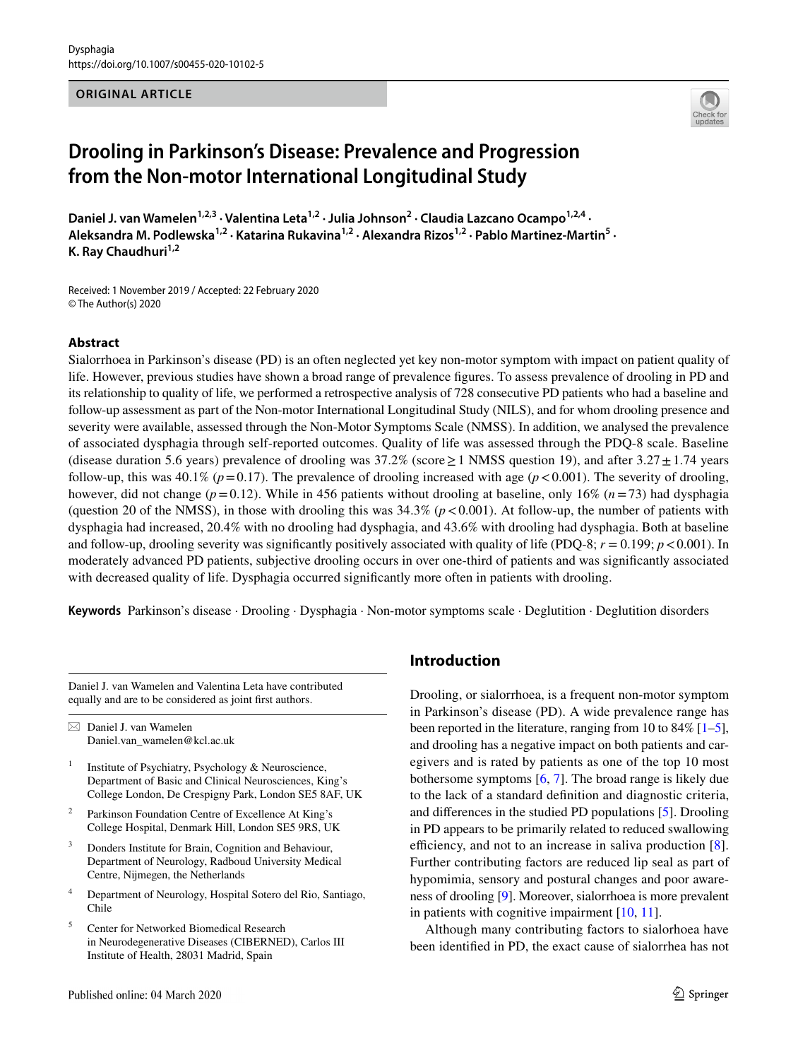ORIGINAL ARTICLE

# Drooling in Parkinson's Disease: Prevalence and Progression from the Non-motor International Longitudinal Study

**Daniel J. van Wamelen[1,2,3] · Valentina Leta[1,2] · Julia Johnson[2] · Claudia Lazcano Ocampo[1,2,4] · Aleksandra M. Podlewska[1,2] · Katarina Rukavina[1,2] · Alexandra Rizos[1,2] · Pablo Martinez-Martin[5] · K. Ray Chaudhuri[1,2]**

Received: 1 November 2019 / Accepted: 22 February 2020
© The Author(s) 2020

## Abstract

Sialorrhoea in Parkinson's disease (PD) is an often neglected yet key non-motor symptom with impact on patient quality of life. However, previous studies have shown a broad range of prevalence figures. To assess prevalence of drooling in PD and its relationship to quality of life, we performed a retrospective analysis of 728 consecutive PD patients who had a baseline and follow-up assessment as part of the Non-motor International Longitudinal Study (NILS), and for whom drooling presence and severity were available, assessed through the Non-Motor Symptoms Scale (NMSS). In addition, we analysed the prevalence of associated dysphagia through self-reported outcomes. Quality of life was assessed through the PDQ-8 scale. Baseline (disease duration 5.6 years) prevalence of drooling was 37.2% (score $\geq 1$ NMSS question 19), and after $3.27 \pm 1.74$ years follow-up, this was 40.1% ($p = 0.17$). The prevalence of drooling increased with age ($p < 0.001$). The severity of drooling, however, did not change ($p = 0.12$). While in 456 patients without drooling at baseline, only 16% ($n = 73$) had dysphagia (question 20 of the NMSS), in those with drooling this was 34.3% ($p < 0.001$). At follow-up, the number of patients with dysphagia had increased, 20.4% with no drooling had dysphagia, and 43.6% with drooling had dysphagia. Both at baseline and follow-up, drooling severity was significantly positively associated with quality of life (PDQ-8; $r = 0.199$; $p < 0.001$). In moderately advanced PD patients, subjective drooling occurs in over one-third of patients and was significantly associated with decreased quality of life. Dysphagia occurred significantly more often in patients with drooling.

**Keywords** Parkinson's disease · Drooling · Dysphagia · Non-motor symptoms scale · Deglutition · Deglutition disorders

Daniel J. van Wamelen and Valentina Leta have contributed equally and are to be considered as joint first authors.

✉ Daniel J. van Wamelen
Daniel.van_wamelen@kcl.ac.uk

1 Institute of Psychiatry, Psychology & Neuroscience, Department of Basic and Clinical Neurosciences, King's College London, De Crespigny Park, London SE5 8AF, UK

2 Parkinson Foundation Centre of Excellence At King's College Hospital, Denmark Hill, London SE5 9RS, UK

3 Donders Institute for Brain, Cognition and Behaviour, Department of Neurology, Radboud University Medical Centre, Nijmegen, the Netherlands

4 Department of Neurology, Hospital Sotero del Rio, Santiago, Chile

5 Center for Networked Biomedical Research in Neurodegenerative Diseases (CIBERNED), Carlos III Institute of Health, 28031 Madrid, Spain

## Introduction

Drooling, or sialorrhoea, is a frequent non-motor symptom in Parkinson's disease (PD). A wide prevalence range has been reported in the literature, ranging from 10 to 84% [1–5], and drooling has a negative impact on both patients and caregivers and is rated by patients as one of the top 10 most bothersome symptoms [6, 7]. The broad range is likely due to the lack of a standard definition and diagnostic criteria, and differences in the studied PD populations [5]. Drooling in PD appears to be primarily related to reduced swallowing efficiency, and not to an increase in saliva production [8]. Further contributing factors are reduced lip seal as part of hypomimia, sensory and postural changes and poor awareness of drooling [9]. Moreover, sialorrhoea is more prevalent in patients with cognitive impairment [10, 11].

Although many contributing factors to sialorhoea have been identified in PD, the exact cause of sialorrhea has not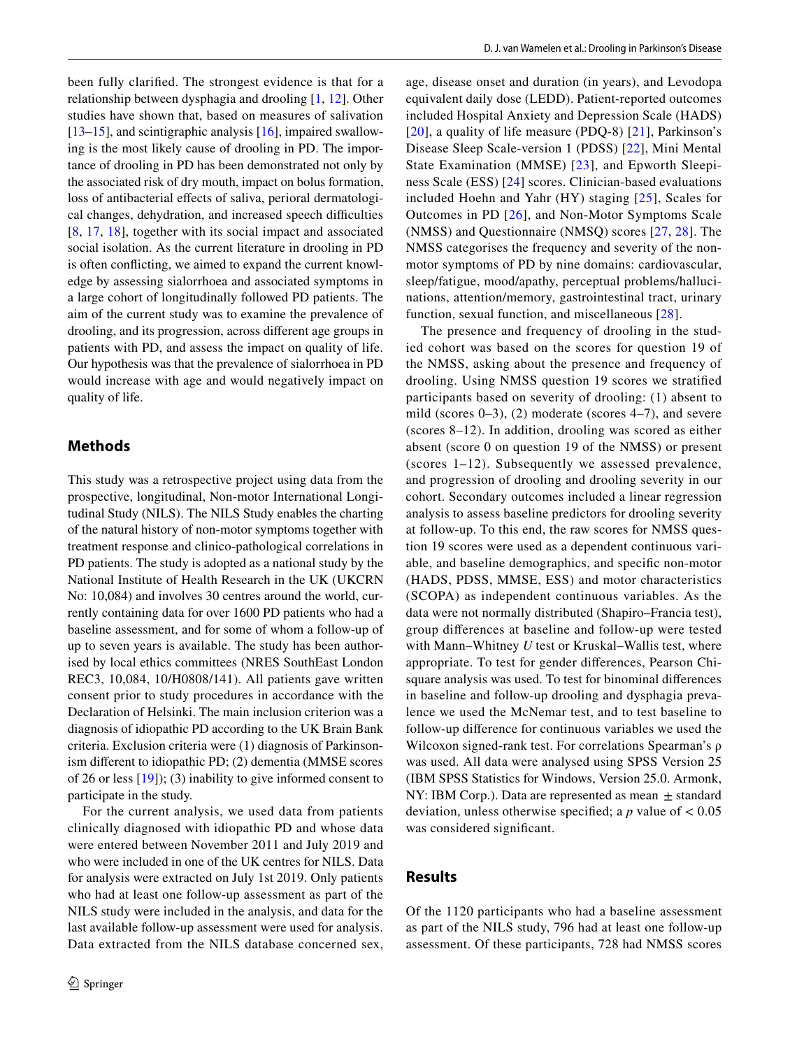been fully clarified. The strongest evidence is that for a relationship between dysphagia and drooling [1, 12]. Other studies have shown that, based on measures of salivation [13–15], and scintigraphic analysis [16], impaired swallowing is the most likely cause of drooling in PD. The importance of drooling in PD has been demonstrated not only by the associated risk of dry mouth, impact on bolus formation, loss of antibacterial effects of saliva, perioral dermatological changes, dehydration, and increased speech difficulties [8, 17, 18], together with its social impact and associated social isolation. As the current literature in drooling in PD is often conflicting, we aimed to expand the current knowledge by assessing sialorrhoea and associated symptoms in a large cohort of longitudinally followed PD patients. The aim of the current study was to examine the prevalence of drooling, and its progression, across different age groups in patients with PD, and assess the impact on quality of life. Our hypothesis was that the prevalence of sialorrhoea in PD would increase with age and would negatively impact on quality of life.

## Methods

This study was a retrospective project using data from the prospective, longitudinal, Non-motor International Longitudinal Study (NILS). The NILS Study enables the charting of the natural history of non-motor symptoms together with treatment response and clinico-pathological correlations in PD patients. The study is adopted as a national study by the National Institute of Health Research in the UK (UKCRN No: 10,084) and involves 30 centres around the world, currently containing data for over 1600 PD patients who had a baseline assessment, and for some of whom a follow-up of up to seven years is available. The study has been authorised by local ethics committees (NRES SouthEast London REC3, 10,084, 10/H0808/141). All patients gave written consent prior to study procedures in accordance with the Declaration of Helsinki. The main inclusion criterion was a diagnosis of idiopathic PD according to the UK Brain Bank criteria. Exclusion criteria were (1) diagnosis of Parkinsonism different to idiopathic PD; (2) dementia (MMSE scores of 26 or less [19]); (3) inability to give informed consent to participate in the study.

For the current analysis, we used data from patients clinically diagnosed with idiopathic PD and whose data were entered between November 2011 and July 2019 and who were included in one of the UK centres for NILS. Data for analysis were extracted on July 1st 2019. Only patients who had at least one follow-up assessment as part of the NILS study were included in the analysis, and data for the last available follow-up assessment were used for analysis. Data extracted from the NILS database concerned sex, age, disease onset and duration (in years), and Levodopa equivalent daily dose (LEDD). Patient-reported outcomes included Hospital Anxiety and Depression Scale (HADS) [20], a quality of life measure (PDQ-8) [21], Parkinson's Disease Sleep Scale-version 1 (PDSS) [22], Mini Mental State Examination (MMSE) [23], and Epworth Sleepiness Scale (ESS) [24] scores. Clinician-based evaluations included Hoehn and Yahr (HY) staging [25], Scales for Outcomes in PD [26], and Non-Motor Symptoms Scale (NMSS) and Questionnaire (NMSQ) scores [27, 28]. The NMSS categorises the frequency and severity of the non-motor symptoms of PD by nine domains: cardiovascular, sleep/fatigue, mood/apathy, perceptual problems/hallucinations, attention/memory, gastrointestinal tract, urinary function, sexual function, and miscellaneous [28].

The presence and frequency of drooling in the studied cohort was based on the scores for question 19 of the NMSS, asking about the presence and frequency of drooling. Using NMSS question 19 scores we stratified participants based on severity of drooling: (1) absent to mild (scores 0–3), (2) moderate (scores 4–7), and severe (scores 8–12). In addition, drooling was scored as either absent (score 0 on question 19 of the NMSS) or present (scores 1–12). Subsequently we assessed prevalence, and progression of drooling and drooling severity in our cohort. Secondary outcomes included a linear regression analysis to assess baseline predictors for drooling severity at follow-up. To this end, the raw scores for NMSS question 19 scores were used as a dependent continuous variable, and baseline demographics, and specific non-motor (HADS, PDSS, MMSE, ESS) and motor characteristics (SCOPA) as independent continuous variables. As the data were not normally distributed (Shapiro–Francia test), group differences at baseline and follow-up were tested with Mann–Whitney *U* test or Kruskal–Wallis test, where appropriate. To test for gender differences, Pearson Chi-square analysis was used. To test for binominal differences in baseline and follow-up drooling and dysphagia prevalence we used the McNemar test, and to test baseline to follow-up difference for continuous variables we used the Wilcoxon signed-rank test. For correlations Spearman's $\rho$ was used. All data were analysed using SPSS Version 25 (IBM SPSS Statistics for Windows, Version 25.0. Armonk, NY: IBM Corp.). Data are represented as mean ± standard deviation, unless otherwise specified; a $p$ value of $< 0.05$ was considered significant.

## Results

Of the 1120 participants who had a baseline assessment as part of the NILS study, 796 had at least one follow-up assessment. Of these participants, 728 had NMSS scores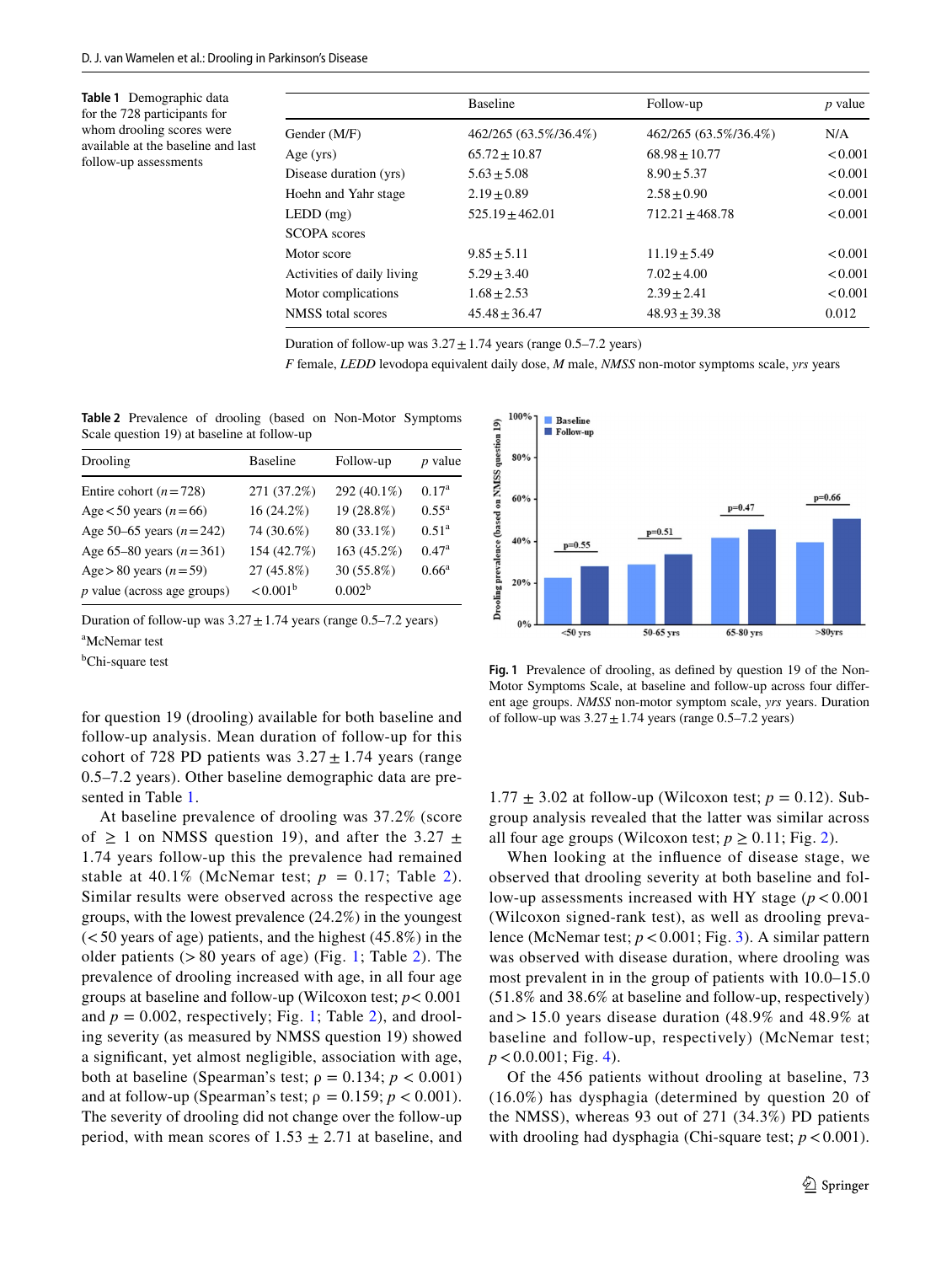**Table 1** Demographic data for the 728 participants for whom drooling scores were available at the baseline and last follow-up assessments

| | Baseline | Follow-up | *p* value |
|---|---|---|---|
| Gender (M/F) | 462/265 (63.5%/36.4%) | 462/265 (63.5%/36.4%) | N/A |
| Age (yrs) | 65.72 ± 10.87 | 68.98 ± 10.77 | < 0.001 |
| Disease duration (yrs) | 5.63 ± 5.08 | 8.90 ± 5.37 | < 0.001 |
| Hoehn and Yahr stage | 2.19 ± 0.89 | 2.58 ± 0.90 | < 0.001 |
| LEDD (mg) | 525.19 ± 462.01 | 712.21 ± 468.78 | < 0.001 |
| SCOPA scores | | | |
| Motor score | 9.85 ± 5.11 | 11.19 ± 5.49 | < 0.001 |
| Activities of daily living | 5.29 ± 3.40 | 7.02 ± 4.00 | < 0.001 |
| Motor complications | 1.68 ± 2.53 | 2.39 ± 2.41 | < 0.001 |
| NMSS total scores | 45.48 ± 36.47 | 48.93 ± 39.38 | 0.012 |

Duration of follow-up was 3.27 ± 1.74 years (range 0.5–7.2 years)

*F* female, *LEDD* levodopa equivalent daily dose, *M* male, *NMSS* non-motor symptoms scale, *yrs* years

**Table 2** Prevalence of drooling (based on Non-Motor Symptoms Scale question 19) at baseline at follow-up

| Drooling | Baseline | Follow-up | *p* value |
|---|---|---|---|
| Entire cohort (*n* = 728) | 271 (37.2%) | 292 (40.1%) | 0.17[a] |
| Age < 50 years (*n* = 66) | 16 (24.2%) | 19 (28.8%) | 0.55[a] |
| Age 50–65 years (*n* = 242) | 74 (30.6%) | 80 (33.1%) | 0.51[a] |
| Age 65–80 years (*n* = 361) | 154 (42.7%) | 163 (45.2%) | 0.47[a] |
| Age > 80 years (*n* = 59) | 27 (45.8%) | 30 (55.8%) | 0.66[a] |
| *p* value (across age groups) | < 0.001[b] | 0.002[b] | |

Duration of follow-up was 3.27 ± 1.74 years (range 0.5–7.2 years)

[a]McNemar test

[b]Chi-square test

**Fig. 1** Prevalence of drooling, as defined by question 19 of the Non-Motor Symptoms Scale, at baseline and follow-up across four different age groups. *NMSS* non-motor symptom scale, *yrs* years. Duration of follow-up was 3.27 ± 1.74 years (range 0.5–7.2 years)

for question 19 (drooling) available for both baseline and follow-up analysis. Mean duration of follow-up for this cohort of 728 PD patients was 3.27 ± 1.74 years (range 0.5–7.2 years). Other baseline demographic data are presented in Table 1.

At baseline prevalence of drooling was 37.2% (score of ≥ 1 on NMSS question 19), and after the 3.27 ± 1.74 years follow-up this the prevalence had remained stable at 40.1% (McNemar test; $p = 0.17$; Table 2). Similar results were observed across the respective age groups, with the lowest prevalence (24.2%) in the youngest (< 50 years of age) patients, and the highest (45.8%) in the older patients (> 80 years of age) (Fig. 1; Table 2). The prevalence of drooling increased with age, in all four age groups at baseline and follow-up (Wilcoxon test; $p < 0.001$ and $p = 0.002$, respectively; Fig. 1; Table 2), and drooling severity (as measured by NMSS question 19) showed a significant, yet almost negligible, association with age, both at baseline (Spearman's test; $\rho = 0.134$; $p < 0.001$) and at follow-up (Spearman's test; $\rho = 0.159$; $p < 0.001$). The severity of drooling did not change over the follow-up period, with mean scores of 1.53 ± 2.71 at baseline, and 1.77 ± 3.02 at follow-up (Wilcoxon test; $p = 0.12$). Subgroup analysis revealed that the latter was similar across all four age groups (Wilcoxon test; $p \geq 0.11$; Fig. 2).

When looking at the influence of disease stage, we observed that drooling severity at both baseline and follow-up assessments increased with HY stage ($p < 0.001$ (Wilcoxon signed-rank test), as well as drooling prevalence (McNemar test; $p < 0.001$; Fig. 3). A similar pattern was observed with disease duration, where drooling was most prevalent in in the group of patients with 10.0–15.0 (51.8% and 38.6% at baseline and follow-up, respectively) and > 15.0 years disease duration (48.9% and 48.9% at baseline and follow-up, respectively) (McNemar test; $p < 0.0.001$; Fig. 4).

Of the 456 patients without drooling at baseline, 73 (16.0%) has dysphagia (determined by question 20 of the NMSS), whereas 93 out of 271 (34.3%) PD patients with drooling had dysphagia (Chi-square test; $p < 0.001$).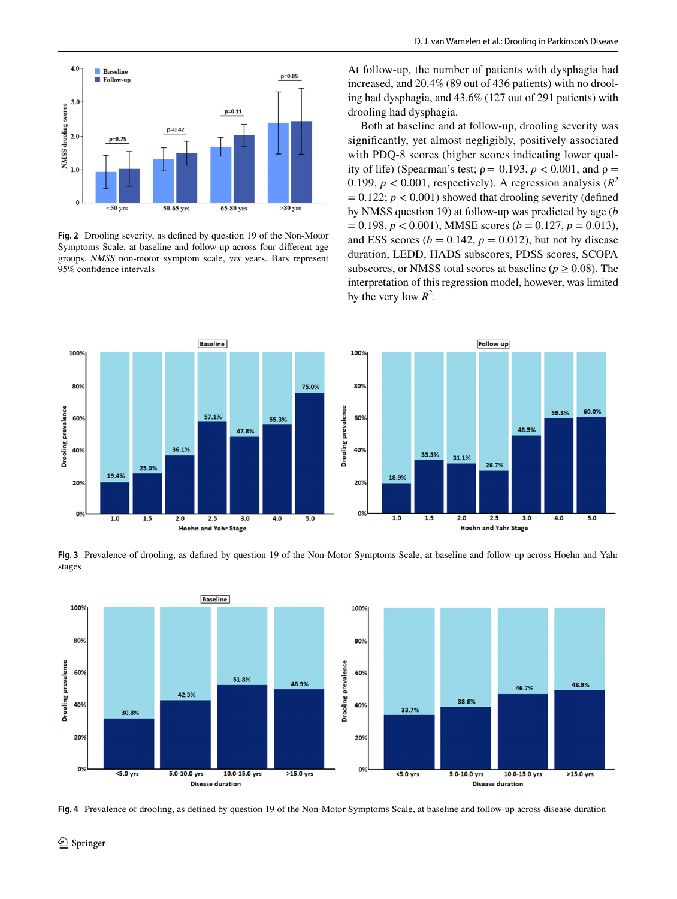Fig. 2 Drooling severity, as defined by question 19 of the Non-Motor Symptoms Scale, at baseline and follow-up across four different age groups. *NMSS* non-motor symptom scale, *yrs* years. Bars represent 95% confidence intervals

At follow-up, the number of patients with dysphagia had increased, and 20.4% (89 out of 436 patients) with no drooling had dysphagia, and 43.6% (127 out of 291 patients) with drooling had dysphagia.

Both at baseline and at follow-up, drooling severity was significantly, yet almost negligibly, positively associated with PDQ-8 scores (higher scores indicating lower quality of life) (Spearman's test; $\rho = 0.193$, $p < 0.001$, and $\rho = 0.199$, $p < 0.001$, respectively). A regression analysis ($R^2 = 0.122$; $p < 0.001$) showed that drooling severity (defined by NMSS question 19) at follow-up was predicted by age ($b = 0.198$, $p < 0.001$), MMSE scores ($b = 0.127$, $p = 0.013$), and ESS scores ($b = 0.142$, $p = 0.012$), but not by disease duration, LEDD, HADS subscores, PDSS scores, SCOPA subscores, or NMSS total scores at baseline ($p \geq 0.08$). The interpretation of this regression model, however, was limited by the very low $R^2$.

Fig. 3 Prevalence of drooling, as defined by question 19 of the Non-Motor Symptoms Scale, at baseline and follow-up across Hoehn and Yahr stages

Fig. 4 Prevalence of drooling, as defined by question 19 of the Non-Motor Symptoms Scale, at baseline and follow-up across disease duration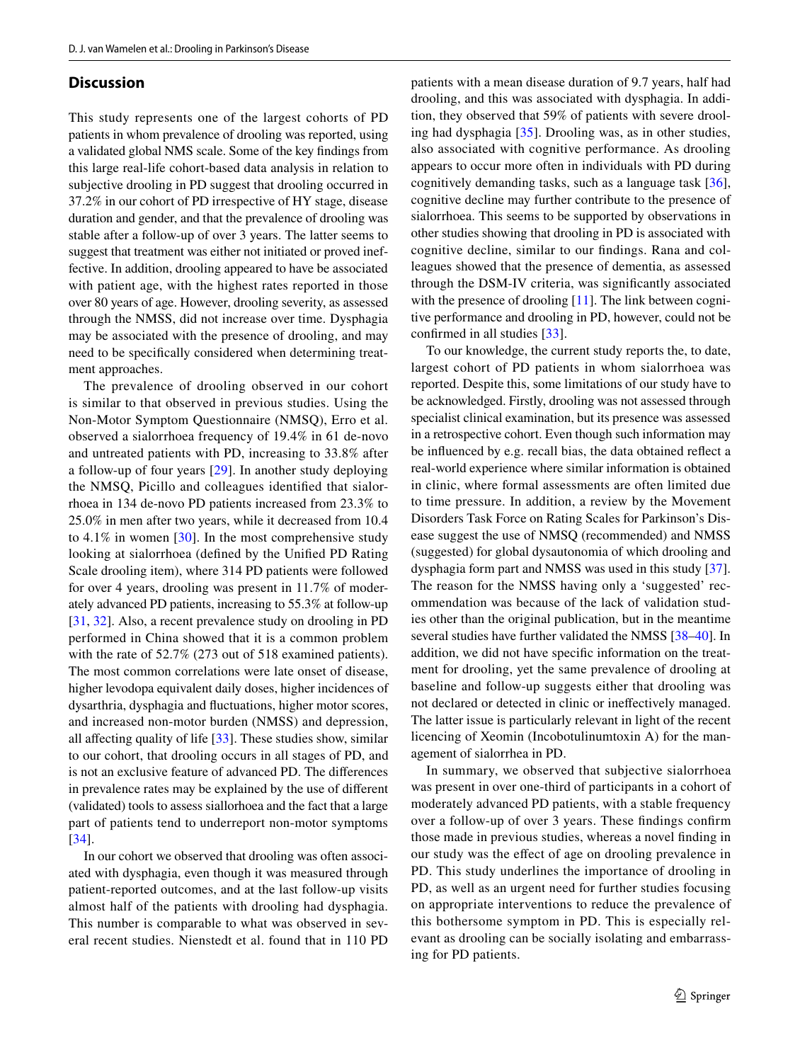## Discussion

This study represents one of the largest cohorts of PD patients in whom prevalence of drooling was reported, using a validated global NMS scale. Some of the key findings from this large real-life cohort-based data analysis in relation to subjective drooling in PD suggest that drooling occurred in 37.2% in our cohort of PD irrespective of HY stage, disease duration and gender, and that the prevalence of drooling was stable after a follow-up of over 3 years. The latter seems to suggest that treatment was either not initiated or proved ineffective. In addition, drooling appeared to have be associated with patient age, with the highest rates reported in those over 80 years of age. However, drooling severity, as assessed through the NMSS, did not increase over time. Dysphagia may be associated with the presence of drooling, and may need to be specifically considered when determining treatment approaches.

The prevalence of drooling observed in our cohort is similar to that observed in previous studies. Using the Non-Motor Symptom Questionnaire (NMSQ), Erro et al. observed a sialorrhoea frequency of 19.4% in 61 de-novo and untreated patients with PD, increasing to 33.8% after a follow-up of four years [29]. In another study deploying the NMSQ, Picillo and colleagues identified that sialorrhoea in 134 de-novo PD patients increased from 23.3% to 25.0% in men after two years, while it decreased from 10.4 to 4.1% in women [30]. In the most comprehensive study looking at sialorrhoea (defined by the Unified PD Rating Scale drooling item), where 314 PD patients were followed for over 4 years, drooling was present in 11.7% of moderately advanced PD patients, increasing to 55.3% at follow-up [31, 32]. Also, a recent prevalence study on drooling in PD performed in China showed that it is a common problem with the rate of 52.7% (273 out of 518 examined patients). The most common correlations were late onset of disease, higher levodopa equivalent daily doses, higher incidences of dysarthria, dysphagia and fluctuations, higher motor scores, and increased non-motor burden (NMSS) and depression, all affecting quality of life [33]. These studies show, similar to our cohort, that drooling occurs in all stages of PD, and is not an exclusive feature of advanced PD. The differences in prevalence rates may be explained by the use of different (validated) tools to assess siallorhoea and the fact that a large part of patients tend to underreport non-motor symptoms [34].

In our cohort we observed that drooling was often associated with dysphagia, even though it was measured through patient-reported outcomes, and at the last follow-up visits almost half of the patients with drooling had dysphagia. This number is comparable to what was observed in several recent studies. Nienstedt et al. found that in 110 PD patients with a mean disease duration of 9.7 years, half had drooling, and this was associated with dysphagia. In addition, they observed that 59% of patients with severe drooling had dysphagia [35]. Drooling was, as in other studies, also associated with cognitive performance. As drooling appears to occur more often in individuals with PD during cognitively demanding tasks, such as a language task [36], cognitive decline may further contribute to the presence of sialorrhoea. This seems to be supported by observations in other studies showing that drooling in PD is associated with cognitive decline, similar to our findings. Rana and colleagues showed that the presence of dementia, as assessed through the DSM-IV criteria, was significantly associated with the presence of drooling [11]. The link between cognitive performance and drooling in PD, however, could not be confirmed in all studies [33].

To our knowledge, the current study reports the, to date, largest cohort of PD patients in whom sialorrhoea was reported. Despite this, some limitations of our study have to be acknowledged. Firstly, drooling was not assessed through specialist clinical examination, but its presence was assessed in a retrospective cohort. Even though such information may be influenced by e.g. recall bias, the data obtained reflect a real-world experience where similar information is obtained in clinic, where formal assessments are often limited due to time pressure. In addition, a review by the Movement Disorders Task Force on Rating Scales for Parkinson's Disease suggest the use of NMSQ (recommended) and NMSS (suggested) for global dysautonomia of which drooling and dysphagia form part and NMSS was used in this study [37]. The reason for the NMSS having only a 'suggested' recommendation was because of the lack of validation studies other than the original publication, but in the meantime several studies have further validated the NMSS [38–40]. In addition, we did not have specific information on the treatment for drooling, yet the same prevalence of drooling at baseline and follow-up suggests either that drooling was not declared or detected in clinic or ineffectively managed. The latter issue is particularly relevant in light of the recent licencing of Xeomin (Incobotulinumtoxin A) for the management of sialorrhea in PD.

In summary, we observed that subjective sialorrhoea was present in over one-third of participants in a cohort of moderately advanced PD patients, with a stable frequency over a follow-up of over 3 years. These findings confirm those made in previous studies, whereas a novel finding in our study was the effect of age on drooling prevalence in PD. This study underlines the importance of drooling in PD, as well as an urgent need for further studies focusing on appropriate interventions to reduce the prevalence of this bothersome symptom in PD. This is especially relevant as drooling can be socially isolating and embarrassing for PD patients.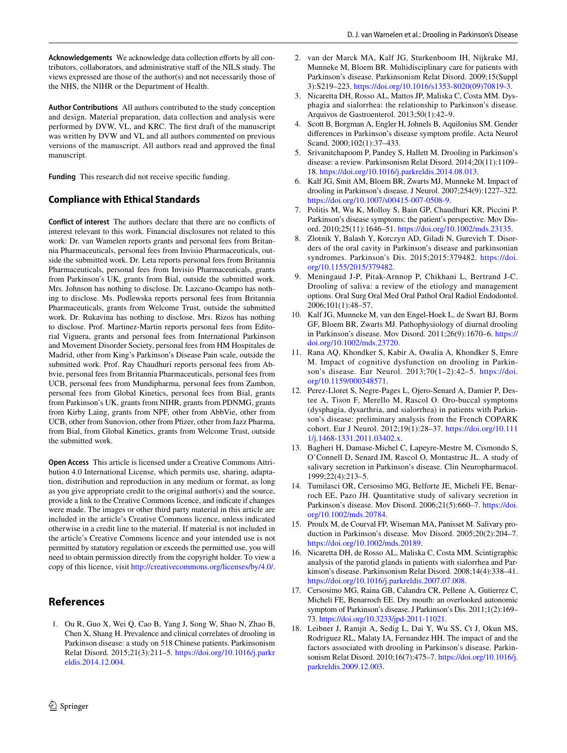**Acknowledgements** We acknowledge data collection efforts by all contributors, collaborators, and administrative staff of the NILS study. The views expressed are those of the author(s) and not necessarily those of the NHS, the NIHR or the Department of Health.

**Author Contributions** All authors contributed to the study conception and design. Material preparation, data collection and analysis were performed by DVW, VL, and KRC. The first draft of the manuscript was written by DVW and VL and all authors commented on previous versions of the manuscript. All authors read and approved the final manuscript.

**Funding** This research did not receive specific funding.

## Compliance with Ethical Standards

**Conflict of interest** The authors declare that there are no conflicts of interest relevant to this work. Financial disclosures not related to this work: Dr. van Wamelen reports grants and personal fees from Britannia Pharmaceuticals, personal fees from Invisio Pharmaceuticals, outside the submitted work. Dr. Leta reports personal fees from Britannia Pharmaceuticals, personal fees from Invisio Pharmaceuticals, grants from Parkinson's UK, grants from Bial, outside the submitted work. Mrs. Johnson has nothing to disclose. Dr. Lazcano-Ocampo has nothing to disclose. Ms. Podlewska reports personal fees from Britannia Pharmaceuticals, grants from Welcome Trust, outside the submitted work. Dr. Rukavina has nothing to disclose. Mrs. Rizos has nothing to disclose. Prof. Martinez-Martin reports personal fees from Editorial Viguera, grants and personal fees from International Parkinson and Movement Disorder Society, personal fees from HM Hospitales de Madrid, other from King's Parkinson's Disease Pain scale, outside the submitted work. Prof. Ray Chaudhuri reports personal fees from Abbvie, personal fees from Britannia Pharmaceuticals, personal fees from UCB, personal fees from Mundipharma, personal fees from Zambon, personal fees from Global Kinetics, personal fees from Bial, grants from Parkinson's UK, grants from NIHR, grants from PDNMG, grants from Kirby Laing, grants from NPF, other from AbbVie, other from UCB, other from Sunovion, other from Pfizer, other from Jazz Pharma, from Bial, from Global Kinetics, grants from Welcome Trust, outside the submitted work.

**Open Access** This article is licensed under a Creative Commons Attribution 4.0 International License, which permits use, sharing, adaptation, distribution and reproduction in any medium or format, as long as you give appropriate credit to the original author(s) and the source, provide a link to the Creative Commons licence, and indicate if changes were made. The images or other third party material in this article are included in the article's Creative Commons licence, unless indicated otherwise in a credit line to the material. If material is not included in the article's Creative Commons licence and your intended use is not permitted by statutory regulation or exceeds the permitted use, you will need to obtain permission directly from the copyright holder. To view a copy of this licence, visit http://creativecommons.org/licenses/by/4.0/.

## References

1. Ou R, Guo X, Wei Q, Cao B, Yang J, Song W, Shao N, Zhao B, Chen X, Shang H. Prevalence and clinical correlates of drooling in Parkinson disease: a study on 518 Chinese patients. Parkinsonism Relat Disord. 2015;21(3):211–5. https://doi.org/10.1016/j.parkreldis.2014.12.004.
2. van der Marck MA, Kalf JG, Sturkenboom IH, Nijkrake MJ, Munneke M, Bloem BR. Multidisciplinary care for patients with Parkinson's disease. Parkinsonism Relat Disord. 2009;15(Suppl 3):S219–223. https://doi.org/10.1016/s1353-8020(09)70819-3.
3. Nicaretta DH, Rosso AL, Mattos JP, Maliska C, Costa MM. Dysphagia and sialorrhea: the relationship to Parkinson's disease. Arquivos de Gastroenterol. 2013;50(1):42–9.
4. Scott B, Borgman A, Engler H, Johnels B, Aquilonius SM. Gender differences in Parkinson's disease symptom profile. Acta Neurol Scand. 2000;102(1):37–433.
5. Srivanitchapoom P, Pandey S, Hallett M. Drooling in Parkinson's disease: a review. Parkinsonism Relat Disord. 2014;20(11):1109–18. https://doi.org/10.1016/j.parkreldis.2014.08.013.
6. Kalf JG, Smit AM, Bloem BR, Zwarts MJ, Munneke M. Impact of drooling in Parkinson's disease. J Neurol. 2007;254(9):1227–322. https://doi.org/10.1007/s00415-007-0508-9.
7. Politis M, Wu K, Molloy S, Bain GP, Chaudhuri KR, Piccini P. Parkinson's disease symptoms: the patient's perspective. Mov Disord. 2010;25(11):1646–51. https://doi.org/10.1002/mds.23135.
8. Zlotnik Y, Balash Y, Korczyn AD, Giladi N, Gurevich T. Disorders of the oral cavity in Parkinson's disease and parkinsonian syndromes. Parkinsons Dis. 2015;2015:379482. https://doi.org/10.1155/2015/379482.
9. Meningaud J-P, Pitak-Arnnop P, Chikhani L, Bertrand J-C. Drooling of saliva: a review of the etiology and management options. Oral Surg Oral Med Oral Pathol Oral Radiol Endodontol. 2006;101(1):48–57.
10. Kalf JG, Munneke M, van den Engel-Hoek L, de Swart BJ, Borm GF, Bloem BR, Zwarts MJ. Pathophysiology of diurnal drooling in Parkinson's disease. Mov Disord. 2011;26(9):1670–6. https://doi.org/10.1002/mds.23720.
11. Rana AQ, Khondker S, Kabir A, Owalia A, Khondker S, Emre M. Impact of cognitive dysfunction on drooling in Parkinson's disease. Eur Neurol. 2013;70(1–2):42–5. https://doi.org/10.1159/000348571.
12. Perez-Lloret S, Negre-Pages L, Ojero-Senard A, Damier P, Destee A, Tison F, Merello M, Rascol O. Oro-buccal symptoms (dysphagia, dysarthria, and sialorrhea) in patients with Parkinson's disease: preliminary analysis from the French COPARK cohort. Eur J Neurol. 2012;19(1):28–37. https://doi.org/10.1111/j.1468-1331.2011.03402.x.
13. Bagheri H, Damase-Michel C, Lapeyre-Mestre M, Cismondo S, O'Connell D, Senard JM, Rascol O, Montastruc JL. A study of salivary secretion in Parkinson's disease. Clin Neuropharmacol. 1999;22(4):213–5.
14. Tumilasci OR, Cersosimo MG, Belforte JE, Micheli FE, Benarroch EE, Pazo JH. Quantitative study of salivary secretion in Parkinson's disease. Mov Disord. 2006;21(5):660–7. https://doi.org/10.1002/mds.20784.
15. Proulx M, de Courval FP, Wiseman MA, Panisset M. Salivary production in Parkinson's disease. Mov Disord. 2005;20(2):204–7. https://doi.org/10.1002/mds.20189.
16. Nicaretta DH, de Rosso AL, Maliska C, Costa MM. Scintigraphic analysis of the parotid glands in patients with sialorrhea and Parkinson's disease. Parkinsonism Relat Disord. 2008;14(4):338–41. https://doi.org/10.1016/j.parkreldis.2007.07.008.
17. Cersosimo MG, Raina GB, Calandra CR, Pellene A, Gutierrez C, Micheli FE, Benarroch EE. Dry mouth: an overlooked autonomic symptom of Parkinson's disease. J Parkinson's Dis. 2011;1(2):169–73. https://doi.org/10.3233/jpd-2011-11021.
18. Leibner J, Ramjit A, Sedig L, Dai Y, Wu SS, Ct J, Okun MS, Rodriguez RL, Malaty IA, Fernandez HH. The impact of and the factors associated with drooling in Parkinson's disease. Parkinsonism Relat Disord. 2010;16(7):475–7. https://doi.org/10.1016/j.parkreldis.2009.12.003.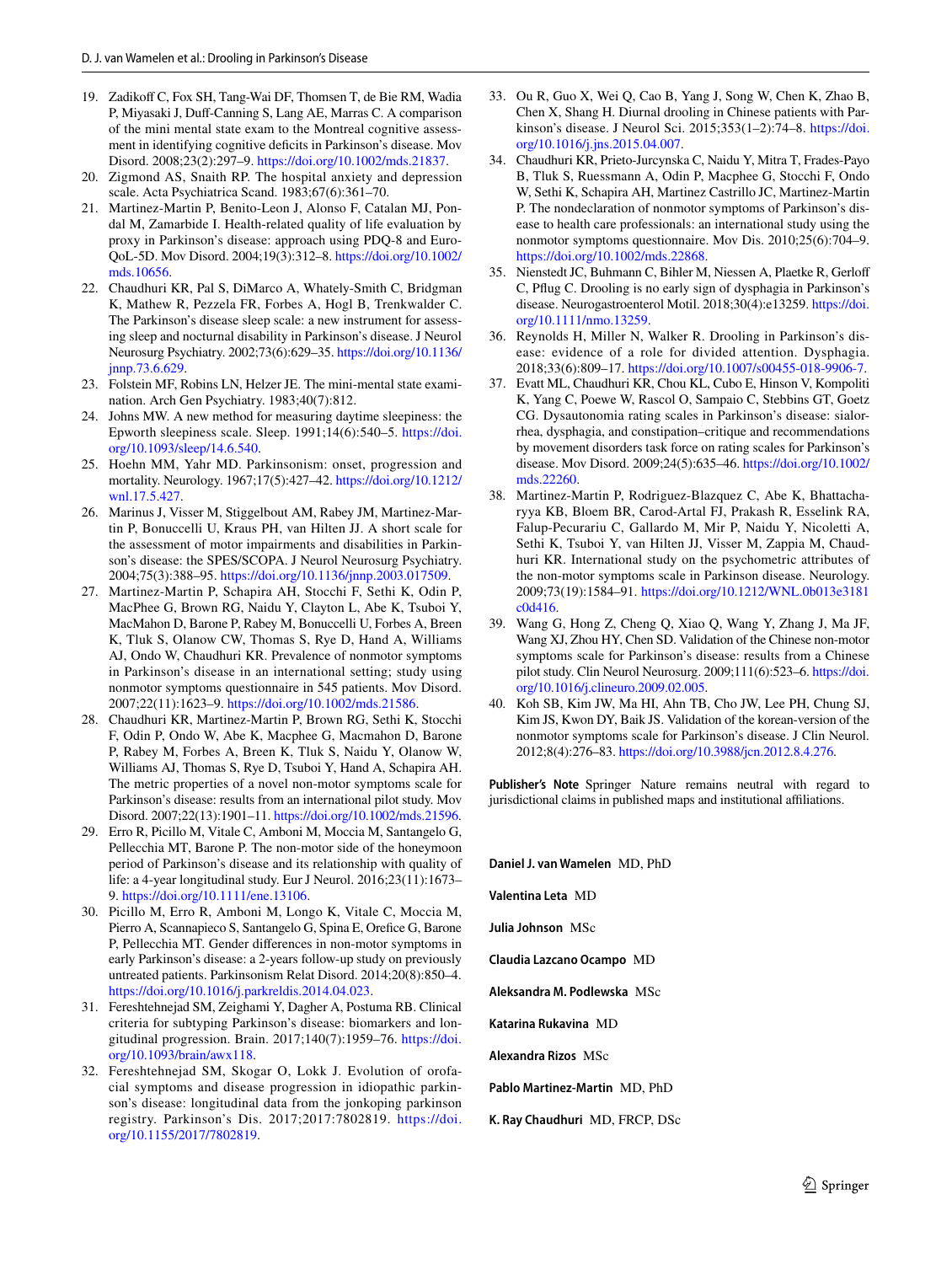19. Zadikoff C, Fox SH, Tang-Wai DF, Thomsen T, de Bie RM, Wadia P, Miyasaki J, Duff-Canning S, Lang AE, Marras C. A comparison of the mini mental state exam to the Montreal cognitive assessment in identifying cognitive deficits in Parkinson's disease. Mov Disord. 2008;23(2):297–9. https://doi.org/10.1002/mds.21837.
20. Zigmond AS, Snaith RP. The hospital anxiety and depression scale. Acta Psychiatrica Scand. 1983;67(6):361–70.
21. Martinez-Martin P, Benito-Leon J, Alonso F, Catalan MJ, Pondal M, Zamarbide I. Health-related quality of life evaluation by proxy in Parkinson's disease: approach using PDQ-8 and Euro-QoL-5D. Mov Disord. 2004;19(3):312–8. https://doi.org/10.1002/mds.10656.
22. Chaudhuri KR, Pal S, DiMarco A, Whately-Smith C, Bridgman K, Mathew R, Pezzela FR, Forbes A, Hogl B, Trenkwalder C. The Parkinson's disease sleep scale: a new instrument for assessing sleep and nocturnal disability in Parkinson's disease. J Neurol Neurosurg Psychiatry. 2002;73(6):629–35. https://doi.org/10.1136/jnnp.73.6.629.
23. Folstein MF, Robins LN, Helzer JE. The mini-mental state examination. Arch Gen Psychiatry. 1983;40(7):812.
24. Johns MW. A new method for measuring daytime sleepiness: the Epworth sleepiness scale. Sleep. 1991;14(6):540–5. https://doi.org/10.1093/sleep/14.6.540.
25. Hoehn MM, Yahr MD. Parkinsonism: onset, progression and mortality. Neurology. 1967;17(5):427–42. https://doi.org/10.1212/wnl.17.5.427.
26. Marinus J, Visser M, Stiggelbout AM, Rabey JM, Martinez-Martin P, Bonuccelli U, Kraus PH, van Hilten JJ. A short scale for the assessment of motor impairments and disabilities in Parkinson's disease: the SPES/SCOPA. J Neurol Neurosurg Psychiatry. 2004;75(3):388–95. https://doi.org/10.1136/jnnp.2003.017509.
27. Martinez-Martin P, Schapira AH, Stocchi F, Sethi K, Odin P, MacPhee G, Brown RG, Naidu Y, Clayton L, Abe K, Tsuboi Y, MacMahon D, Barone P, Rabey M, Bonuccelli U, Forbes A, Breen K, Tluk S, Olanow CW, Thomas S, Rye D, Hand A, Williams AJ, Ondo W, Chaudhuri KR. Prevalence of nonmotor symptoms in Parkinson's disease in an international setting; study using nonmotor symptoms questionnaire in 545 patients. Mov Disord. 2007;22(11):1623–9. https://doi.org/10.1002/mds.21586.
28. Chaudhuri KR, Martinez-Martin P, Brown RG, Sethi K, Stocchi F, Odin P, Ondo W, Abe K, Macphee G, Macmahon D, Barone P, Rabey M, Forbes A, Breen K, Tluk S, Naidu Y, Olanow W, Williams AJ, Thomas S, Rye D, Tsuboi Y, Hand A, Schapira AH. The metric properties of a novel non-motor symptoms scale for Parkinson's disease: results from an international pilot study. Mov Disord. 2007;22(13):1901–11. https://doi.org/10.1002/mds.21596.
29. Erro R, Picillo M, Vitale C, Amboni M, Moccia M, Santangelo G, Pellecchia MT, Barone P. The non-motor side of the honeymoon period of Parkinson's disease and its relationship with quality of life: a 4-year longitudinal study. Eur J Neurol. 2016;23(11):1673–9. https://doi.org/10.1111/ene.13106.
30. Picillo M, Erro R, Amboni M, Longo K, Vitale C, Moccia M, Pierro A, Scannapieco S, Santangelo G, Spina E, Orefice G, Barone P, Pellecchia MT. Gender differences in non-motor symptoms in early Parkinson's disease: a 2-years follow-up study on previously untreated patients. Parkinsonism Relat Disord. 2014;20(8):850–4. https://doi.org/10.1016/j.parkreldis.2014.04.023.
31. Fereshtehnejad SM, Zeighami Y, Dagher A, Postuma RB. Clinical criteria for subtyping Parkinson's disease: biomarkers and longitudinal progression. Brain. 2017;140(7):1959–76. https://doi.org/10.1093/brain/awx118.
32. Fereshtehnejad SM, Skogar O, Lokk J. Evolution of orofacial symptoms and disease progression in idiopathic parkinson's disease: longitudinal data from the jonkoping parkinson registry. Parkinson's Dis. 2017;2017:7802819. https://doi.org/10.1155/2017/7802819.
33. Ou R, Guo X, Wei Q, Cao B, Yang J, Song W, Chen K, Zhao B, Chen X, Shang H. Diurnal drooling in Chinese patients with Parkinson's disease. J Neurol Sci. 2015;353(1–2):74–8. https://doi.org/10.1016/j.jns.2015.04.007.
34. Chaudhuri KR, Prieto-Jurcynska C, Naidu Y, Mitra T, Frades-Payo B, Tluk S, Ruessmann A, Odin P, Macphee G, Stocchi F, Ondo W, Sethi K, Schapira AH, Martinez Castrillo JC, Martinez-Martin P. The nondeclaration of nonmotor symptoms of Parkinson's disease to health care professionals: an international study using the nonmotor symptoms questionnaire. Mov Dis. 2010;25(6):704–9. https://doi.org/10.1002/mds.22868.
35. Nienstedt JC, Buhmann C, Bihler M, Niessen A, Plaetke R, Gerloff C, Pflug C. Drooling is no early sign of dysphagia in Parkinson's disease. Neurogastroenterol Motil. 2018;30(4):e13259. https://doi.org/10.1111/nmo.13259.
36. Reynolds H, Miller N, Walker R. Drooling in Parkinson's disease: evidence of a role for divided attention. Dysphagia. 2018;33(6):809–17. https://doi.org/10.1007/s00455-018-9906-7.
37. Evatt ML, Chaudhuri KR, Chou KL, Cubo E, Hinson V, Kompoliti K, Yang C, Poewe W, Rascol O, Sampaio C, Stebbins GT, Goetz CG. Dysautonomia rating scales in Parkinson's disease: sialorrhea, dysphagia, and constipation–critique and recommendations by movement disorders task force on rating scales for Parkinson's disease. Mov Disord. 2009;24(5):635–46. https://doi.org/10.1002/mds.22260.
38. Martinez-Martin P, Rodriguez-Blazquez C, Abe K, Bhattacharyya KB, Bloem BR, Carod-Artal FJ, Prakash R, Esselink RA, Falup-Pecurariu C, Gallardo M, Mir P, Naidu Y, Nicoletti A, Sethi K, Tsuboi Y, van Hilten JJ, Visser M, Zappia M, Chaudhuri KR. International study on the psychometric attributes of the non-motor symptoms scale in Parkinson disease. Neurology. 2009;73(19):1584–91. https://doi.org/10.1212/WNL.0b013e3181c0d416.
39. Wang G, Hong Z, Cheng Q, Xiao Q, Wang Y, Zhang J, Ma JF, Wang XJ, Zhou HY, Chen SD. Validation of the Chinese non-motor symptoms scale for Parkinson's disease: results from a Chinese pilot study. Clin Neurol Neurosurg. 2009;111(6):523–6. https://doi.org/10.1016/j.clineuro.2009.02.005.
40. Koh SB, Kim JW, Ma HI, Ahn TB, Cho JW, Lee PH, Chung SJ, Kim JS, Kwon DY, Baik JS. Validation of the korean-version of the nonmotor symptoms scale for Parkinson's disease. J Clin Neurol. 2012;8(4):276–83. https://doi.org/10.3988/jcn.2012.8.4.276.

**Publisher's Note** Springer Nature remains neutral with regard to jurisdictional claims in published maps and institutional affiliations.

**Daniel J. van Wamelen** MD, PhD

**Valentina Leta** MD

**Julia Johnson** MSc

**Claudia Lazcano Ocampo** MD

**Aleksandra M. Podlewska** MSc

**Katarina Rukavina** MD

**Alexandra Rizos** MSc

**Pablo Martinez-Martin** MD, PhD

**K. Ray Chaudhuri** MD, FRCP, DSc